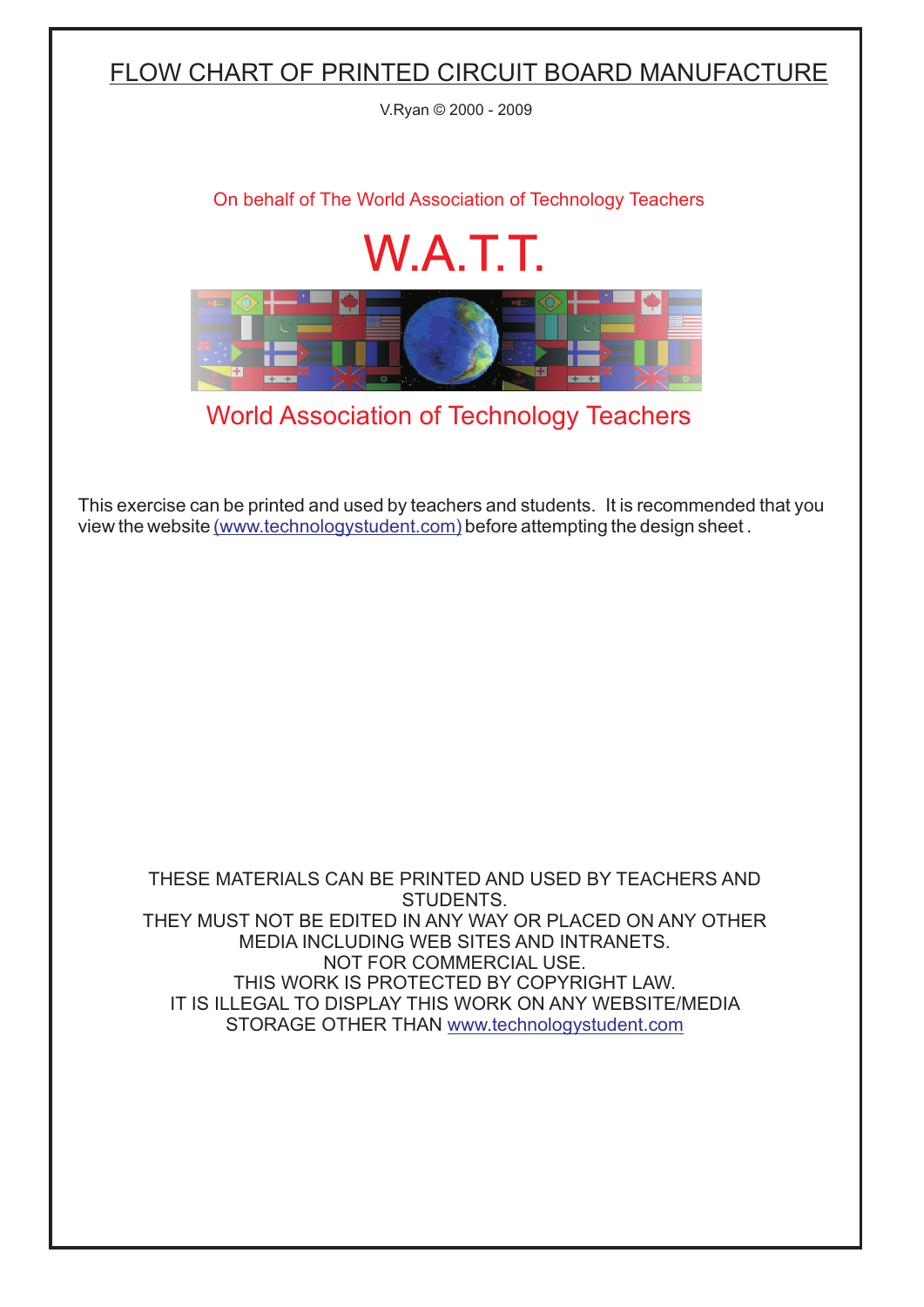# FLOW CHART OF PRINTED CIRCUIT BOARD MANUFACTURE

V.Ryan © 2000 - 2009

On behalf of The World Association of Technology Teachers

W.A.T.T.

World Association of Technology Teachers

This exercise can be printed and used by teachers and students. It is recommended that you view the website (www.technologystudent.com) before attempting the design sheet .

THESE MATERIALS CAN BE PRINTED AND USED BY TEACHERS AND STUDENTS.
THEY MUST NOT BE EDITED IN ANY WAY OR PLACED ON ANY OTHER MEDIA INCLUDING WEB SITES AND INTRANETS.
NOT FOR COMMERCIAL USE.
THIS WORK IS PROTECTED BY COPYRIGHT LAW.
IT IS ILLEGAL TO DISPLAY THIS WORK ON ANY WEBSITE/MEDIA STORAGE OTHER THAN www.technologystudent.com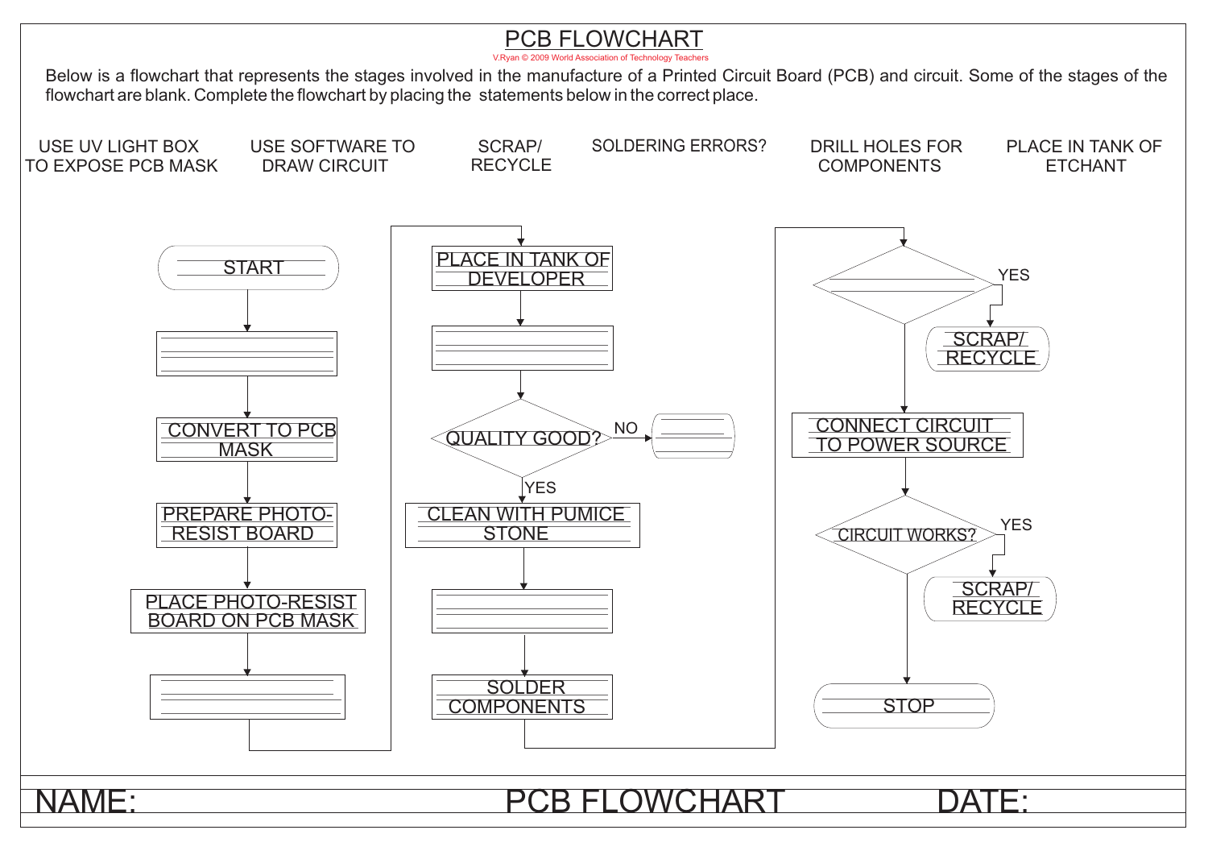# PCB FLOWCHART

V.Ryan © 2009 World Association of Technology Teachers

Below is a flowchart that represents the stages involved in the manufacture of a Printed Circuit Board (PCB) and circuit. Some of the stages of the flowchart are blank. Complete the flowchart by placing the statements below in the correct place.

USE UV LIGHT BOX TO EXPOSE PCB MASK

USE SOFTWARE TO DRAW CIRCUIT

SCRAP/ RECYCLE

SOLDERING ERRORS?

DRILL HOLES FOR COMPONENTS

PLACE IN TANK OF ETCHANT

START

CONVERT TO PCB MASK

PREPARE PHOTO-RESIST BOARD

PLACE PHOTO-RESIST BOARD ON PCB MASK

PLACE IN TANK OF DEVELOPER

QUALITY GOOD?

NO

YES

CLEAN WITH PUMICE STONE

SOLDER COMPONENTS

YES

SCRAP/ RECYCLE

CONNECT CIRCUIT TO POWER SOURCE

CIRCUIT WORKS?

YES

SCRAP/ RECYCLE

STOP

NAME:

PCB FLOWCHART

DATE: